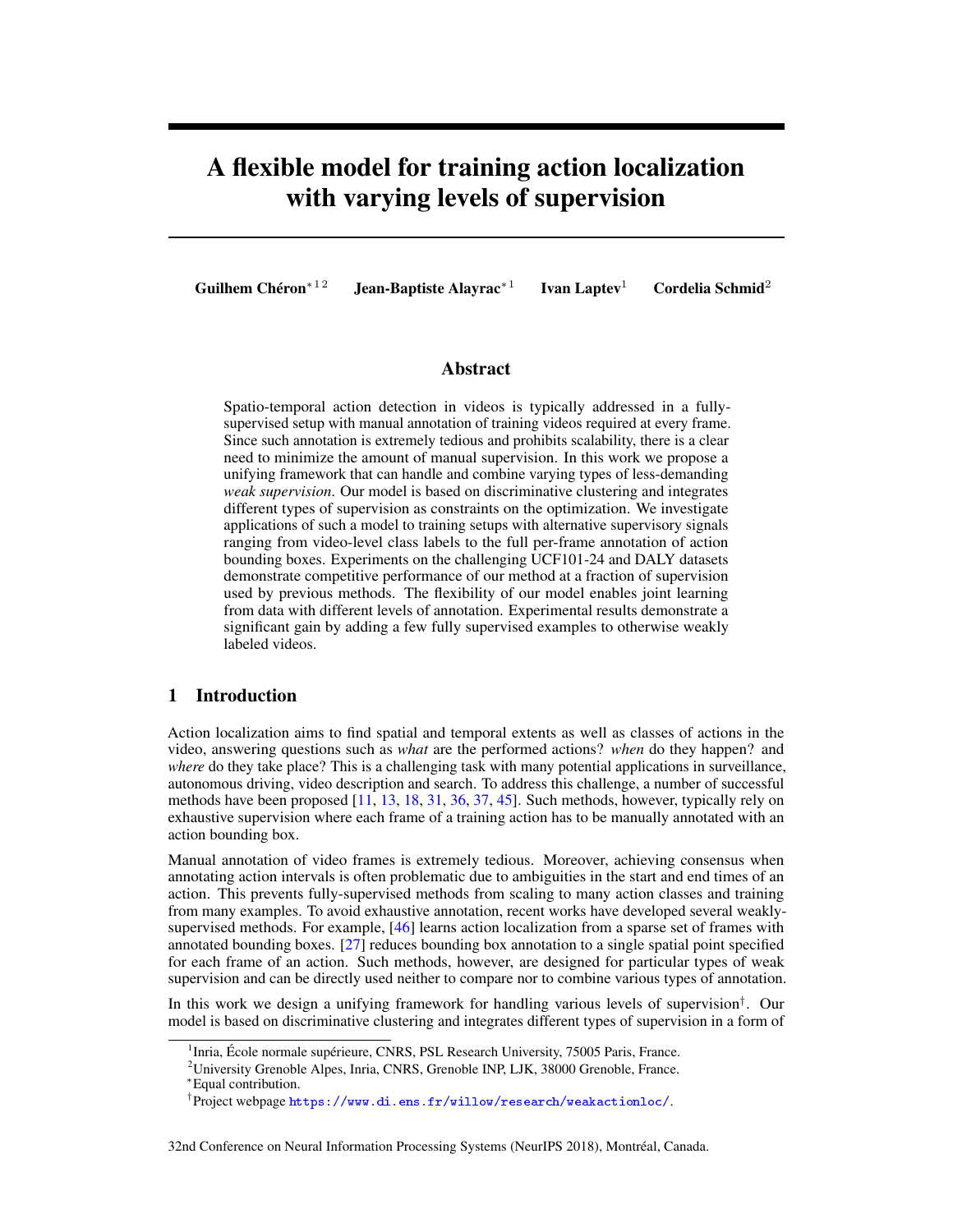# A flexible model for training action localization with varying levels of supervision

**Guilhem Chéron**[*1 2] **Jean-Baptiste Alayrac**[*1] **Ivan Laptev**[1] **Cordelia Schmid**[2]

## Abstract

Spatio-temporal action detection in videos is typically addressed in a fully-supervised setup with manual annotation of training videos required at every frame. Since such annotation is extremely tedious and prohibits scalability, there is a clear need to minimize the amount of manual supervision. In this work we propose a unifying framework that can handle and combine varying types of less-demanding *weak supervision*. Our model is based on discriminative clustering and integrates different types of supervision as constraints on the optimization. We investigate applications of such a model to training setups with alternative supervisory signals ranging from video-level class labels to the full per-frame annotation of action bounding boxes. Experiments on the challenging UCF101-24 and DALY datasets demonstrate competitive performance of our method at a fraction of supervision used by previous methods. The flexibility of our model enables joint learning from data with different levels of annotation. Experimental results demonstrate a significant gain by adding a few fully supervised examples to otherwise weakly labeled videos.

## 1 Introduction

Action localization aims to find spatial and temporal extents as well as classes of actions in the video, answering questions such as *what* are the performed actions? *when* do they happen? and *where* do they take place? This is a challenging task with many potential applications in surveillance, autonomous driving, video description and search. To address this challenge, a number of successful methods have been proposed [11, 13, 18, 31, 36, 37, 45]. Such methods, however, typically rely on exhaustive supervision where each frame of a training action has to be manually annotated with an action bounding box.

Manual annotation of video frames is extremely tedious. Moreover, achieving consensus when annotating action intervals is often problematic due to ambiguities in the start and end times of an action. This prevents fully-supervised methods from scaling to many action classes and training from many examples. To avoid exhaustive annotation, recent works have developed several weakly-supervised methods. For example, [46] learns action localization from a sparse set of frames with annotated bounding boxes. [27] reduces bounding box annotation to a single spatial point specified for each frame of an action. Such methods, however, are designed for particular types of weak supervision and can be directly used neither to compare nor to combine various types of annotation.

In this work we design a unifying framework for handling various levels of supervision[†]. Our model is based on discriminative clustering and integrates different types of supervision in a form of

[1]Inria, École normale supérieure, CNRS, PSL Research University, 75005 Paris, France.
[2]University Grenoble Alpes, Inria, CNRS, Grenoble INP, LJK, 38000 Grenoble, France.
[*]Equal contribution.
[†]Project webpage https://www.di.ens.fr/willow/research/weakactionloc/.

32nd Conference on Neural Information Processing Systems (NeurIPS 2018), Montréal, Canada.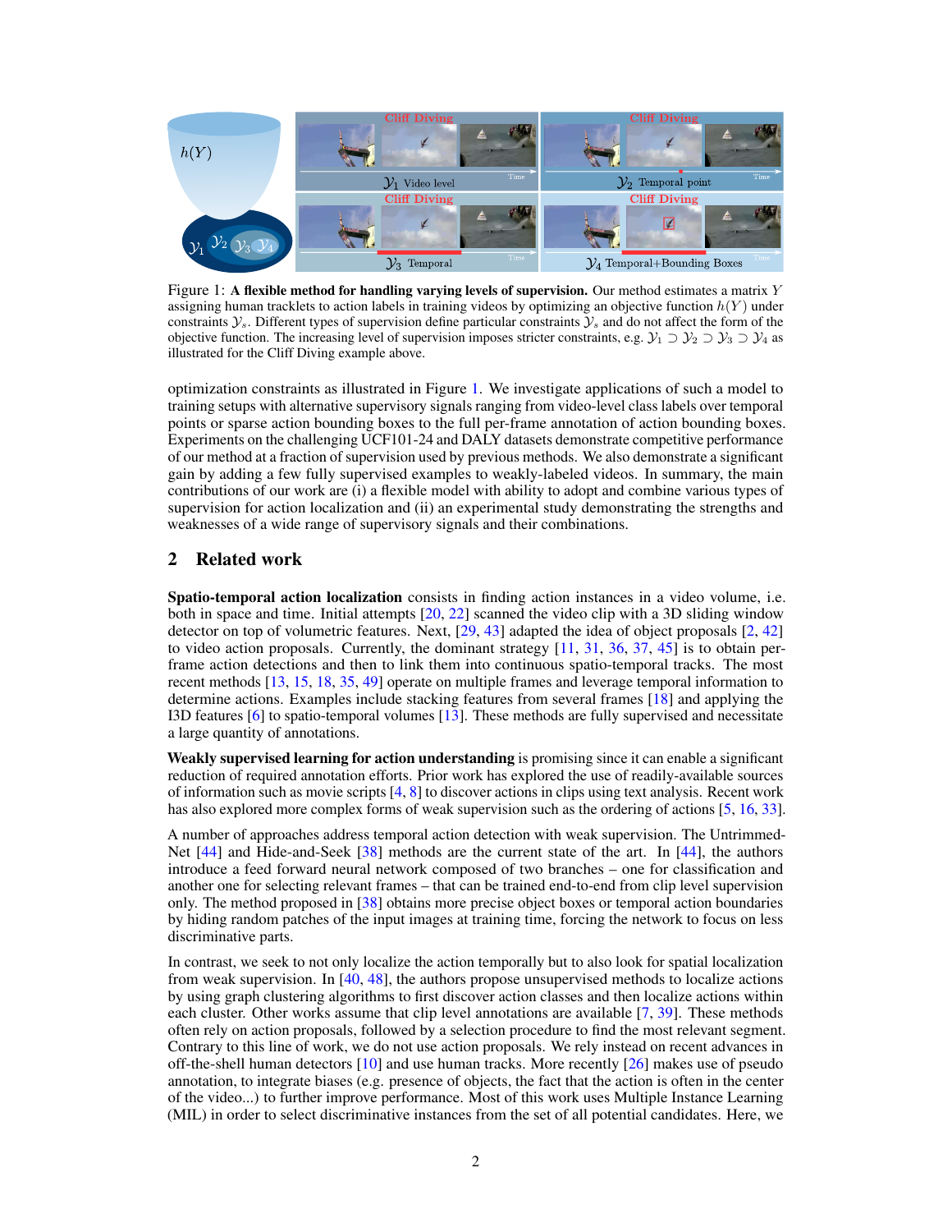Figure 1: **A flexible method for handling varying levels of supervision.** Our method estimates a matrix $Y$ assigning human tracklets to action labels in training videos by optimizing an objective function $h(Y)$ under constraints $\mathcal{Y}_s$. Different types of supervision define particular constraints $\mathcal{Y}_s$ and do not affect the form of the objective function. The increasing level of supervision imposes stricter constraints, e.g. $\mathcal{Y}_1 \supset \mathcal{Y}_2 \supset \mathcal{Y}_3 \supset \mathcal{Y}_4$ as illustrated for the Cliff Diving example above.

optimization constraints as illustrated in Figure 1. We investigate applications of such a model to training setups with alternative supervisory signals ranging from video-level class labels over temporal points or sparse action bounding boxes to the full per-frame annotation of action bounding boxes. Experiments on the challenging UCF101-24 and DALY datasets demonstrate competitive performance of our method at a fraction of supervision used by previous methods. We also demonstrate a significant gain by adding a few fully supervised examples to weakly-labeled videos. In summary, the main contributions of our work are (i) a flexible model with ability to adopt and combine various types of supervision for action localization and (ii) an experimental study demonstrating the strengths and weaknesses of a wide range of supervisory signals and their combinations.

## 2 Related work

**Spatio-temporal action localization** consists in finding action instances in a video volume, i.e. both in space and time. Initial attempts [20, 22] scanned the video clip with a 3D sliding window detector on top of volumetric features. Next, [29, 43] adapted the idea of object proposals [2, 42] to video action proposals. Currently, the dominant strategy [11, 31, 36, 37, 45] is to obtain per-frame action detections and then to link them into continuous spatio-temporal tracks. The most recent methods [13, 15, 18, 35, 49] operate on multiple frames and leverage temporal information to determine actions. Examples include stacking features from several frames [18] and applying the I3D features [6] to spatio-temporal volumes [13]. These methods are fully supervised and necessitate a large quantity of annotations.

**Weakly supervised learning for action understanding** is promising since it can enable a significant reduction of required annotation efforts. Prior work has explored the use of readily-available sources of information such as movie scripts [4, 8] to discover actions in clips using text analysis. Recent work has also explored more complex forms of weak supervision such as the ordering of actions [5, 16, 33].

A number of approaches address temporal action detection with weak supervision. The Untrimmed-Net [44] and Hide-and-Seek [38] methods are the current state of the art. In [44], the authors introduce a feed forward neural network composed of two branches – one for classification and another one for selecting relevant frames – that can be trained end-to-end from clip level supervision only. The method proposed in [38] obtains more precise object boxes or temporal action boundaries by hiding random patches of the input images at training time, forcing the network to focus on less discriminative parts.

In contrast, we seek to not only localize the action temporally but to also look for spatial localization from weak supervision. In [40, 48], the authors propose unsupervised methods to localize actions by using graph clustering algorithms to first discover action classes and then localize actions within each cluster. Other works assume that clip level annotations are available [7, 39]. These methods often rely on action proposals, followed by a selection procedure to find the most relevant segment. Contrary to this line of work, we do not use action proposals. We rely instead on recent advances in off-the-shell human detectors [10] and use human tracks. More recently [26] makes use of pseudo annotation, to integrate biases (e.g. presence of objects, the fact that the action is often in the center of the video...) to further improve performance. Most of this work uses Multiple Instance Learning (MIL) in order to select discriminative instances from the set of all potential candidates. Here, we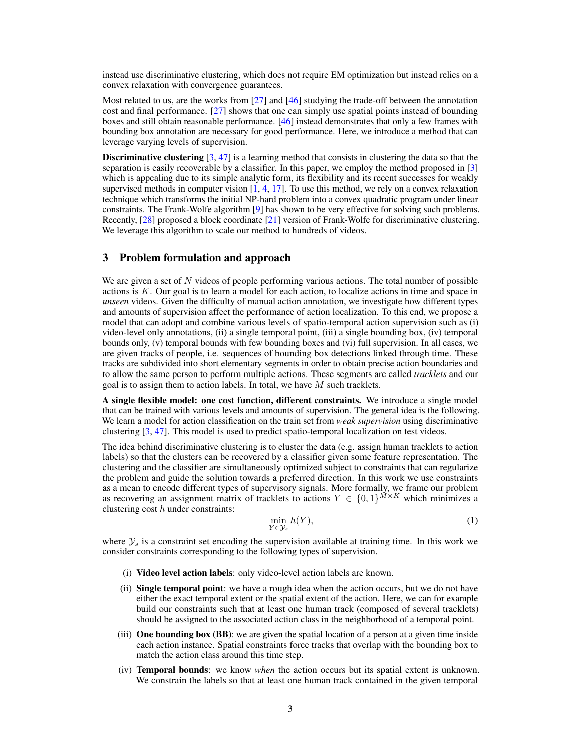instead use discriminative clustering, which does not require EM optimization but instead relies on a convex relaxation with convergence guarantees.

Most related to us, are the works from [27] and [46] studying the trade-off between the annotation cost and final performance. [27] shows that one can simply use spatial points instead of bounding boxes and still obtain reasonable performance. [46] instead demonstrates that only a few frames with bounding box annotation are necessary for good performance. Here, we introduce a method that can leverage varying levels of supervision.

**Discriminative clustering** [3, 47] is a learning method that consists in clustering the data so that the separation is easily recoverable by a classifier. In this paper, we employ the method proposed in [3] which is appealing due to its simple analytic form, its flexibility and its recent successes for weakly supervised methods in computer vision [1, 4, 17]. To use this method, we rely on a convex relaxation technique which transforms the initial NP-hard problem into a convex quadratic program under linear constraints. The Frank-Wolfe algorithm [9] has shown to be very effective for solving such problems. Recently, [28] proposed a block coordinate [21] version of Frank-Wolfe for discriminative clustering. We leverage this algorithm to scale our method to hundreds of videos.

## 3 Problem formulation and approach

We are given a set of $N$ videos of people performing various actions. The total number of possible actions is $K$. Our goal is to learn a model for each action, to localize actions in time and space in *unseen* videos. Given the difficulty of manual action annotation, we investigate how different types and amounts of supervision affect the performance of action localization. To this end, we propose a model that can adopt and combine various levels of spatio-temporal action supervision such as (i) video-level only annotations, (ii) a single temporal point, (iii) a single bounding box, (iv) temporal bounds only, (v) temporal bounds with few bounding boxes and (vi) full supervision. In all cases, we are given tracks of people, i.e. sequences of bounding box detections linked through time. These tracks are subdivided into short elementary segments in order to obtain precise action boundaries and to allow the same person to perform multiple actions. These segments are called *tracklets* and our goal is to assign them to action labels. In total, we have $M$ such tracklets.

**A single flexible model: one cost function, different constraints.** We introduce a single model that can be trained with various levels and amounts of supervision. The general idea is the following. We learn a model for action classification on the train set from *weak supervision* using discriminative clustering [3, 47]. This model is used to predict spatio-temporal localization on test videos.

The idea behind discriminative clustering is to cluster the data (e.g. assign human tracklets to action labels) so that the clusters can be recovered by a classifier given some feature representation. The clustering and the classifier are simultaneously optimized subject to constraints that can regularize the problem and guide the solution towards a preferred direction. In this work we use constraints as a mean to encode different types of supervisory signals. More formally, we frame our problem as recovering an assignment matrix of tracklets to actions $Y \in \{0,1\}^{M \times K}$ which minimizes a clustering cost $h$ under constraints:

$$\min_{Y \in \mathcal{Y}_s} h(Y), \tag{1}$$

where $\mathcal{Y}_s$ is a constraint set encoding the supervision available at training time. In this work we consider constraints corresponding to the following types of supervision.

(i) **Video level action labels**: only video-level action labels are known.

(ii) **Single temporal point**: we have a rough idea when the action occurs, but we do not have either the exact temporal extent or the spatial extent of the action. Here, we can for example build our constraints such that at least one human track (composed of several tracklets) should be assigned to the associated action class in the neighborhood of a temporal point.

(iii) **One bounding box (BB)**: we are given the spatial location of a person at a given time inside each action instance. Spatial constraints force tracks that overlap with the bounding box to match the action class around this time step.

(iv) **Temporal bounds**: we know *when* the action occurs but its spatial extent is unknown. We constrain the labels so that at least one human track contained in the given temporal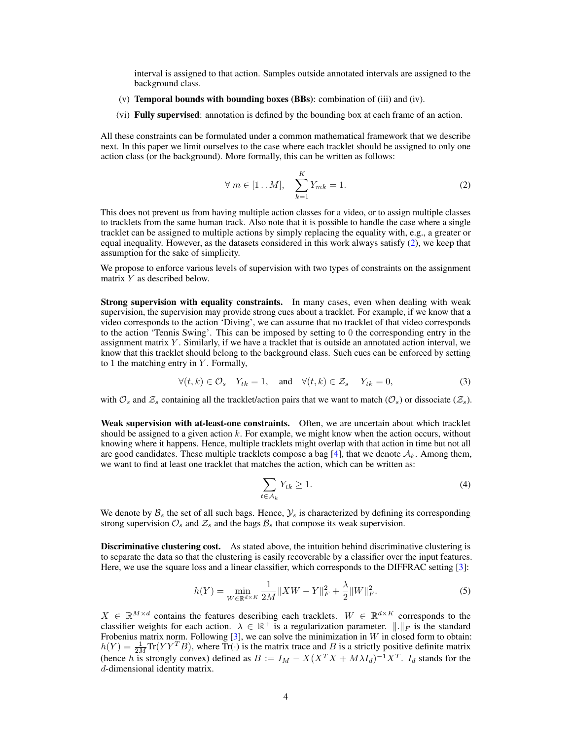interval is assigned to that action. Samples outside annotated intervals are assigned to the background class.

(v) **Temporal bounds with bounding boxes (BBs)**: combination of (iii) and (iv).

(vi) **Fully supervised**: annotation is defined by the bounding box at each frame of an action.

All these constraints can be formulated under a common mathematical framework that we describe next. In this paper we limit ourselves to the case where each tracklet should be assigned to only one action class (or the background). More formally, this can be written as follows:

$$\forall\ m \in [1\,..\,M], \quad \sum_{k=1}^{K} Y_{mk} = 1. \tag{2}$$

This does not prevent us from having multiple action classes for a video, or to assign multiple classes to tracklets from the same human track. Also note that it is possible to handle the case where a single tracklet can be assigned to multiple actions by simply replacing the equality with, e.g., a greater or equal inequality. However, as the datasets considered in this work always satisfy (2), we keep that assumption for the sake of simplicity.

We propose to enforce various levels of supervision with two types of constraints on the assignment matrix $Y$ as described below.

**Strong supervision with equality constraints.** In many cases, even when dealing with weak supervision, the supervision may provide strong cues about a tracklet. For example, if we know that a video corresponds to the action 'Diving', we can assume that no tracklet of that video corresponds to the action 'Tennis Swing'. This can be imposed by setting to 0 the corresponding entry in the assignment matrix $Y$. Similarly, if we have a tracklet that is outside an annotated action interval, we know that this tracklet should belong to the background class. Such cues can be enforced by setting to 1 the matching entry in $Y$. Formally,

$$\forall (t, k) \in \mathcal{O}_s \quad Y_{tk} = 1, \quad \text{and} \quad \forall (t, k) \in \mathcal{Z}_s \quad Y_{tk} = 0, \tag{3}$$

with $\mathcal{O}_s$ and $\mathcal{Z}_s$ containing all the tracklet/action pairs that we want to match ($\mathcal{O}_s$) or dissociate ($\mathcal{Z}_s$).

**Weak supervision with at-least-one constraints.** Often, we are uncertain about which tracklet should be assigned to a given action $k$. For example, we might know when the action occurs, without knowing where it happens. Hence, multiple tracklets might overlap with that action in time but not all are good candidates. These multiple tracklets compose a bag [4], that we denote $\mathcal{A}_k$. Among them, we want to find at least one tracklet that matches the action, which can be written as:

$$\sum_{t \in \mathcal{A}_k} Y_{tk} \geq 1. \tag{4}$$

We denote by $\mathcal{B}_s$ the set of all such bags. Hence, $\mathcal{Y}_s$ is characterized by defining its corresponding strong supervision $\mathcal{O}_s$ and $\mathcal{Z}_s$ and the bags $\mathcal{B}_s$ that compose its weak supervision.

**Discriminative clustering cost.** As stated above, the intuition behind discriminative clustering is to separate the data so that the clustering is easily recoverable by a classifier over the input features. Here, we use the square loss and a linear classifier, which corresponds to the DIFFRAC setting [3]:

$$h(Y) = \min_{W \in \mathbb{R}^{d \times K}} \frac{1}{2M} \|XW - Y\|_F^2 + \frac{\lambda}{2} \|W\|_F^2. \tag{5}$$

$X \in \mathbb{R}^{M \times d}$ contains the features describing each tracklets. $W \in \mathbb{R}^{d \times K}$ corresponds to the classifier weights for each action. $\lambda \in \mathbb{R}^+$ is a regularization parameter. $\|.\|_F$ is the standard Frobenius matrix norm. Following [3], we can solve the minimization in $W$ in closed form to obtain: $h(Y) = \frac{1}{2M}\text{Tr}(YY^T B)$, where $\text{Tr}(\cdot)$ is the matrix trace and $B$ is a strictly positive definite matrix (hence $h$ is strongly convex) defined as $B := I_M - X(X^T X + M\lambda I_d)^{-1} X^T$. $I_d$ stands for the $d$-dimensional identity matrix.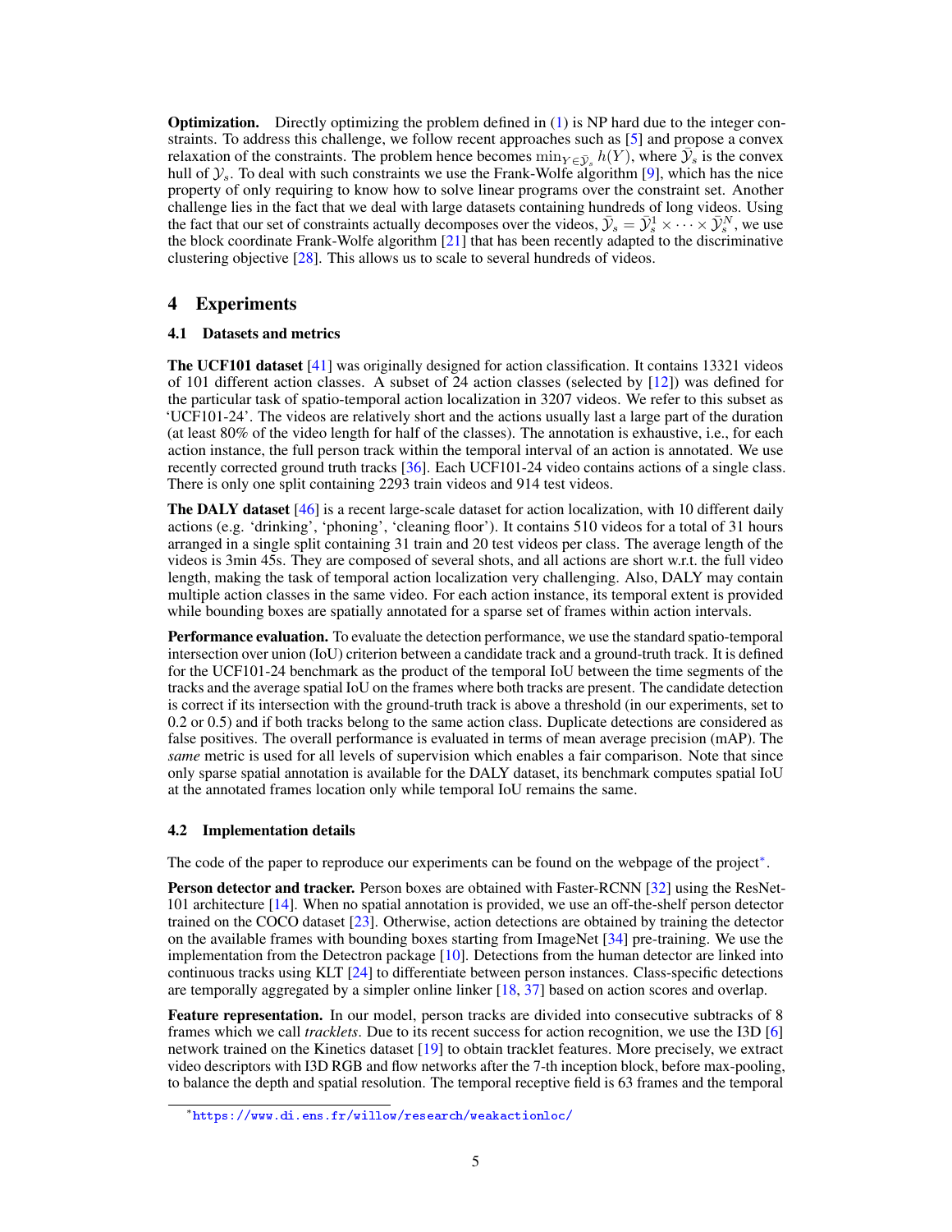**Optimization.** Directly optimizing the problem defined in (1) is NP hard due to the integer constraints. To address this challenge, we follow recent approaches such as [5] and propose a convex relaxation of the constraints. The problem hence becomes $\min_{Y \in \bar{\mathcal{Y}}_s} h(Y)$, where $\bar{\mathcal{Y}}_s$ is the convex hull of $\mathcal{Y}_s$. To deal with such constraints we use the Frank-Wolfe algorithm [9], which has the nice property of only requiring to know how to solve linear programs over the constraint set. Another challenge lies in the fact that we deal with large datasets containing hundreds of long videos. Using the fact that our set of constraints actually decomposes over the videos, $\bar{\mathcal{Y}}_s = \bar{\mathcal{Y}}_s^1 \times \cdots \times \bar{\mathcal{Y}}_s^N$, we use the block coordinate Frank-Wolfe algorithm [21] that has been recently adapted to the discriminative clustering objective [28]. This allows us to scale to several hundreds of videos.

# 4 Experiments

## 4.1 Datasets and metrics

**The UCF101 dataset** [41] was originally designed for action classification. It contains 13321 videos of 101 different action classes. A subset of 24 action classes (selected by [12]) was defined for the particular task of spatio-temporal action localization in 3207 videos. We refer to this subset as 'UCF101-24'. The videos are relatively short and the actions usually last a large part of the duration (at least 80% of the video length for half of the classes). The annotation is exhaustive, i.e., for each action instance, the full person track within the temporal interval of an action is annotated. We use recently corrected ground truth tracks [36]. Each UCF101-24 video contains actions of a single class. There is only one split containing 2293 train videos and 914 test videos.

**The DALY dataset** [46] is a recent large-scale dataset for action localization, with 10 different daily actions (e.g. 'drinking', 'phoning', 'cleaning floor'). It contains 510 videos for a total of 31 hours arranged in a single split containing 31 train and 20 test videos per class. The average length of the videos is 3min 45s. They are composed of several shots, and all actions are short w.r.t. the full video length, making the task of temporal action localization very challenging. Also, DALY may contain multiple action classes in the same video. For each action instance, its temporal extent is provided while bounding boxes are spatially annotated for a sparse set of frames within action intervals.

**Performance evaluation.** To evaluate the detection performance, we use the standard spatio-temporal intersection over union (IoU) criterion between a candidate track and a ground-truth track. It is defined for the UCF101-24 benchmark as the product of the temporal IoU between the time segments of the tracks and the average spatial IoU on the frames where both tracks are present. The candidate detection is correct if its intersection with the ground-truth track is above a threshold (in our experiments, set to 0.2 or 0.5) and if both tracks belong to the same action class. Duplicate detections are considered as false positives. The overall performance is evaluated in terms of mean average precision (mAP). The *same* metric is used for all levels of supervision which enables a fair comparison. Note that since only sparse spatial annotation is available for the DALY dataset, its benchmark computes spatial IoU at the annotated frames location only while temporal IoU remains the same.

## 4.2 Implementation details

The code of the paper to reproduce our experiments can be found on the webpage of the project*.

**Person detector and tracker.** Person boxes are obtained with Faster-RCNN [32] using the ResNet-101 architecture [14]. When no spatial annotation is provided, we use an off-the-shelf person detector trained on the COCO dataset [23]. Otherwise, action detections are obtained by training the detector on the available frames with bounding boxes starting from ImageNet [34] pre-training. We use the implementation from the Detectron package [10]. Detections from the human detector are linked into continuous tracks using KLT [24] to differentiate between person instances. Class-specific detections are temporally aggregated by a simpler online linker [18, 37] based on action scores and overlap.

**Feature representation.** In our model, person tracks are divided into consecutive subtracks of 8 frames which we call *tracklets*. Due to its recent success for action recognition, we use the I3D [6] network trained on the Kinetics dataset [19] to obtain tracklet features. More precisely, we extract video descriptors with I3D RGB and flow networks after the 7-th inception block, before max-pooling, to balance the depth and spatial resolution. The temporal receptive field is 63 frames and the temporal

*https://www.di.ens.fr/willow/research/weakactionloc/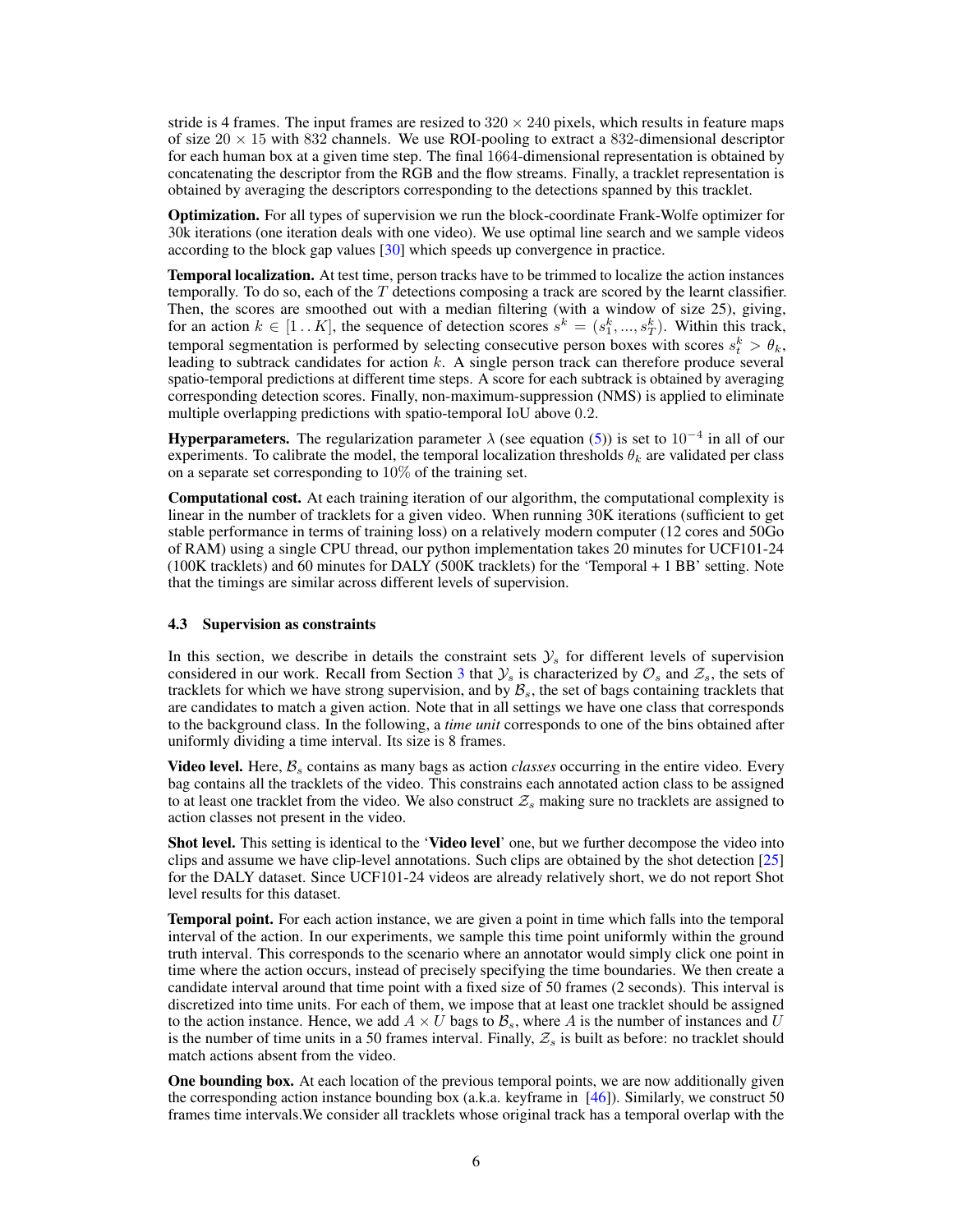stride is 4 frames. The input frames are resized to $320 \times 240$ pixels, which results in feature maps of size $20 \times 15$ with 832 channels. We use ROI-pooling to extract a 832-dimensional descriptor for each human box at a given time step. The final 1664-dimensional representation is obtained by concatenating the descriptor from the RGB and the flow streams. Finally, a tracklet representation is obtained by averaging the descriptors corresponding to the detections spanned by this tracklet.

**Optimization.** For all types of supervision we run the block-coordinate Frank-Wolfe optimizer for 30k iterations (one iteration deals with one video). We use optimal line search and we sample videos according to the block gap values [30] which speeds up convergence in practice.

**Temporal localization.** At test time, person tracks have to be trimmed to localize the action instances temporally. To do so, each of the $T$ detections composing a track are scored by the learnt classifier. Then, the scores are smoothed out with a median filtering (with a window of size 25), giving, for an action $k \in [1 \,..\, K]$, the sequence of detection scores $s^k = (s_1^k, ..., s_T^k)$. Within this track, temporal segmentation is performed by selecting consecutive person boxes with scores $s_t^k > \theta_k$, leading to subtrack candidates for action $k$. A single person track can therefore produce several spatio-temporal predictions at different time steps. A score for each subtrack is obtained by averaging corresponding detection scores. Finally, non-maximum-suppression (NMS) is applied to eliminate multiple overlapping predictions with spatio-temporal IoU above 0.2.

**Hyperparameters.** The regularization parameter $\lambda$ (see equation (5)) is set to $10^{-4}$ in all of our experiments. To calibrate the model, the temporal localization thresholds $\theta_k$ are validated per class on a separate set corresponding to $10\%$ of the training set.

**Computational cost.** At each training iteration of our algorithm, the computational complexity is linear in the number of tracklets for a given video. When running 30K iterations (sufficient to get stable performance in terms of training loss) on a relatively modern computer (12 cores and 50Go of RAM) using a single CPU thread, our python implementation takes 20 minutes for UCF101-24 (100K tracklets) and 60 minutes for DALY (500K tracklets) for the 'Temporal + 1 BB' setting. Note that the timings are similar across different levels of supervision.

### 4.3 Supervision as constraints

In this section, we describe in details the constraint sets $\mathcal{Y}_s$ for different levels of supervision considered in our work. Recall from Section 3 that $\mathcal{Y}_s$ is characterized by $\mathcal{O}_s$ and $\mathcal{Z}_s$, the sets of tracklets for which we have strong supervision, and by $\mathcal{B}_s$, the set of bags containing tracklets that are candidates to match a given action. Note that in all settings we have one class that corresponds to the background class. In the following, a *time unit* corresponds to one of the bins obtained after uniformly dividing a time interval. Its size is 8 frames.

**Video level.** Here, $\mathcal{B}_s$ contains as many bags as action *classes* occurring in the entire video. Every bag contains all the tracklets of the video. This constrains each annotated action class to be assigned to at least one tracklet from the video. We also construct $\mathcal{Z}_s$ making sure no tracklets are assigned to action classes not present in the video.

**Shot level.** This setting is identical to the '**Video level**' one, but we further decompose the video into clips and assume we have clip-level annotations. Such clips are obtained by the shot detection [25] for the DALY dataset. Since UCF101-24 videos are already relatively short, we do not report Shot level results for this dataset.

**Temporal point.** For each action instance, we are given a point in time which falls into the temporal interval of the action. In our experiments, we sample this time point uniformly within the ground truth interval. This corresponds to the scenario where an annotator would simply click one point in time where the action occurs, instead of precisely specifying the time boundaries. We then create a candidate interval around that time point with a fixed size of 50 frames (2 seconds). This interval is discretized into time units. For each of them, we impose that at least one tracklet should be assigned to the action instance. Hence, we add $A \times U$ bags to $\mathcal{B}_s$, where $A$ is the number of instances and $U$ is the number of time units in a 50 frames interval. Finally, $\mathcal{Z}_s$ is built as before: no tracklet should match actions absent from the video.

**One bounding box.** At each location of the previous temporal points, we are now additionally given the corresponding action instance bounding box (a.k.a. keyframe in [46]). Similarly, we construct 50 frames time intervals.We consider all tracklets whose original track has a temporal overlap with the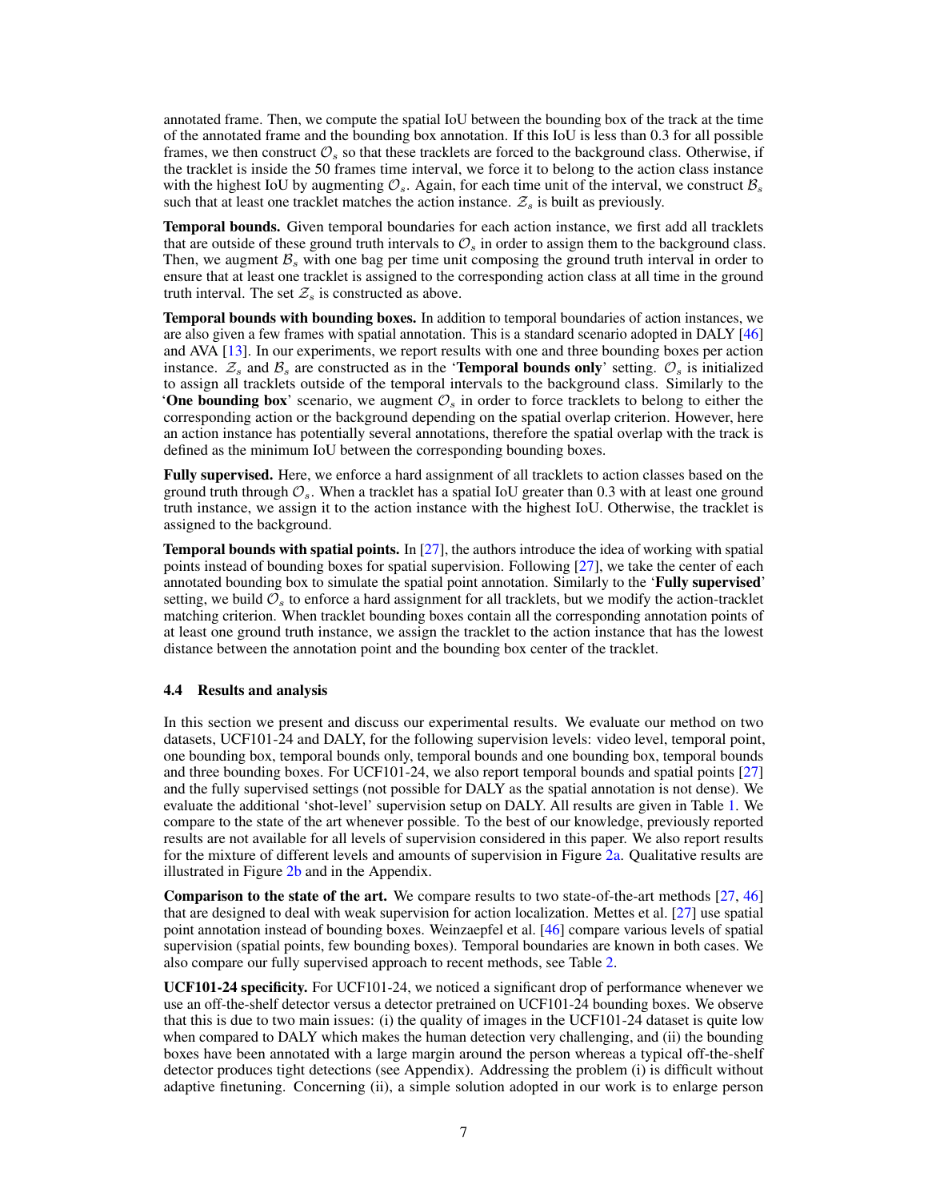annotated frame. Then, we compute the spatial IoU between the bounding box of the track at the time of the annotated frame and the bounding box annotation. If this IoU is less than 0.3 for all possible frames, we then construct $\mathcal{O}_s$ so that these tracklets are forced to the background class. Otherwise, if the tracklet is inside the 50 frames time interval, we force it to belong to the action class instance with the highest IoU by augmenting $\mathcal{O}_s$. Again, for each time unit of the interval, we construct $\mathcal{B}_s$ such that at least one tracklet matches the action instance. $\mathcal{Z}_s$ is built as previously.

**Temporal bounds.** Given temporal boundaries for each action instance, we first add all tracklets that are outside of these ground truth intervals to $\mathcal{O}_s$ in order to assign them to the background class. Then, we augment $\mathcal{B}_s$ with one bag per time unit composing the ground truth interval in order to ensure that at least one tracklet is assigned to the corresponding action class at all time in the ground truth interval. The set $\mathcal{Z}_s$ is constructed as above.

**Temporal bounds with bounding boxes.** In addition to temporal boundaries of action instances, we are also given a few frames with spatial annotation. This is a standard scenario adopted in DALY [46] and AVA [13]. In our experiments, we report results with one and three bounding boxes per action instance. $\mathcal{Z}_s$ and $\mathcal{B}_s$ are constructed as in the '**Temporal bounds only**' setting. $\mathcal{O}_s$ is initialized to assign all tracklets outside of the temporal intervals to the background class. Similarly to the '**One bounding box**' scenario, we augment $\mathcal{O}_s$ in order to force tracklets to belong to either the corresponding action or the background depending on the spatial overlap criterion. However, here an action instance has potentially several annotations, therefore the spatial overlap with the track is defined as the minimum IoU between the corresponding bounding boxes.

**Fully supervised.** Here, we enforce a hard assignment of all tracklets to action classes based on the ground truth through $\mathcal{O}_s$. When a tracklet has a spatial IoU greater than 0.3 with at least one ground truth instance, we assign it to the action instance with the highest IoU. Otherwise, the tracklet is assigned to the background.

**Temporal bounds with spatial points.** In [27], the authors introduce the idea of working with spatial points instead of bounding boxes for spatial supervision. Following [27], we take the center of each annotated bounding box to simulate the spatial point annotation. Similarly to the '**Fully supervised**' setting, we build $\mathcal{O}_s$ to enforce a hard assignment for all tracklets, but we modify the action-tracklet matching criterion. When tracklet bounding boxes contain all the corresponding annotation points of at least one ground truth instance, we assign the tracklet to the action instance that has the lowest distance between the annotation point and the bounding box center of the tracklet.

### 4.4 Results and analysis

In this section we present and discuss our experimental results. We evaluate our method on two datasets, UCF101-24 and DALY, for the following supervision levels: video level, temporal point, one bounding box, temporal bounds only, temporal bounds and one bounding box, temporal bounds and three bounding boxes. For UCF101-24, we also report temporal bounds and spatial points [27] and the fully supervised settings (not possible for DALY as the spatial annotation is not dense). We evaluate the additional 'shot-level' supervision setup on DALY. All results are given in Table 1. We compare to the state of the art whenever possible. To the best of our knowledge, previously reported results are not available for all levels of supervision considered in this paper. We also report results for the mixture of different levels and amounts of supervision in Figure 2a. Qualitative results are illustrated in Figure 2b and in the Appendix.

**Comparison to the state of the art.** We compare results to two state-of-the-art methods [27, 46] that are designed to deal with weak supervision for action localization. Mettes et al. [27] use spatial point annotation instead of bounding boxes. Weinzaepfel et al. [46] compare various levels of spatial supervision (spatial points, few bounding boxes). Temporal boundaries are known in both cases. We also compare our fully supervised approach to recent methods, see Table 2.

**UCF101-24 specificity.** For UCF101-24, we noticed a significant drop of performance whenever we use an off-the-shelf detector versus a detector pretrained on UCF101-24 bounding boxes. We observe that this is due to two main issues: (i) the quality of images in the UCF101-24 dataset is quite low when compared to DALY which makes the human detection very challenging, and (ii) the bounding boxes have been annotated with a large margin around the person whereas a typical off-the-shelf detector produces tight detections (see Appendix). Addressing the problem (i) is difficult without adaptive finetuning. Concerning (ii), a simple solution adopted in our work is to enlarge person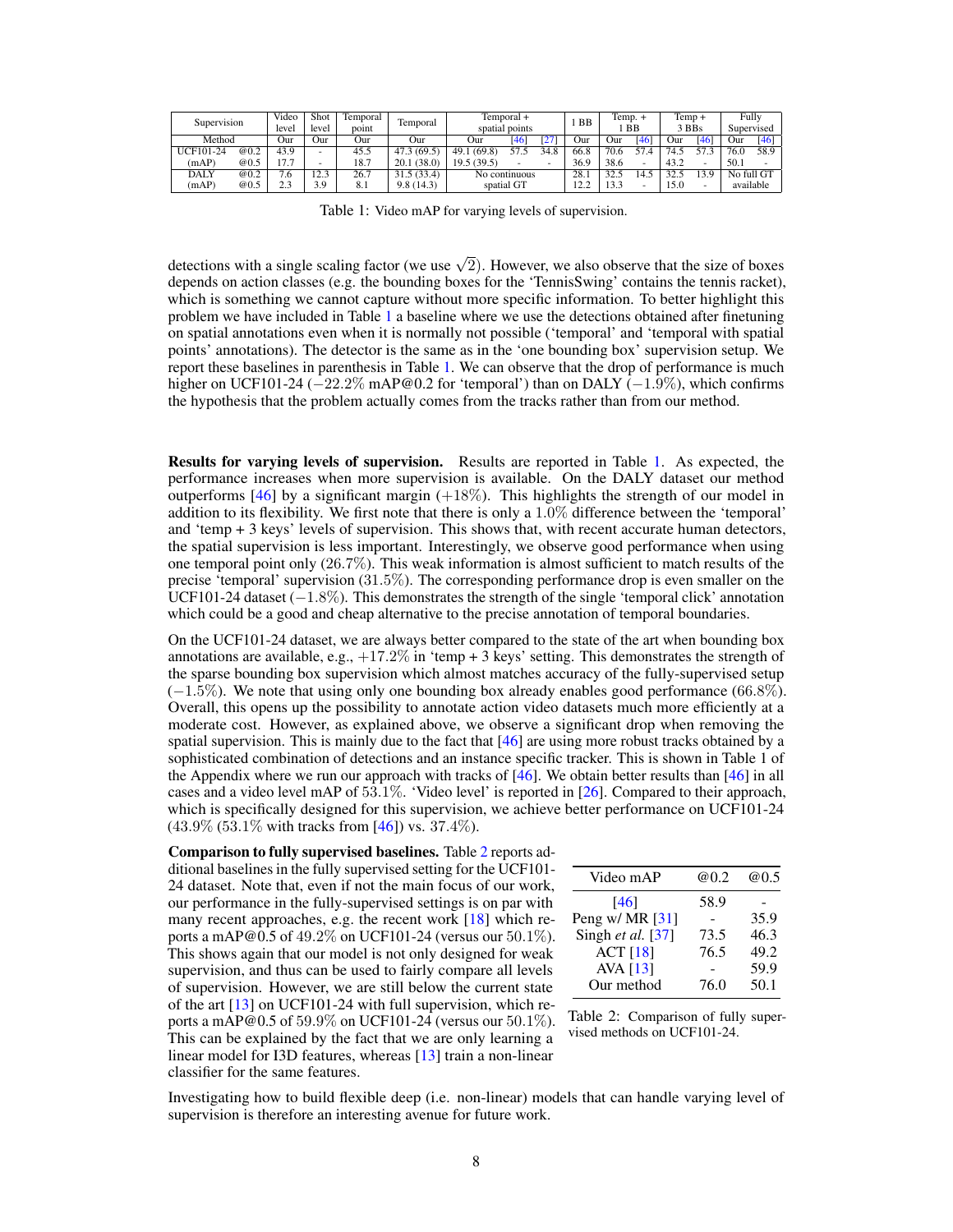| Supervision | | Video level | Shot level | Temporal point | Temporal | Temporal + spatial points | | | 1 BB | Temp. + 1 BB | | Temp + 3 BBs | | Fully Supervised | |
|---|---|---|---|---|---|---|---|---|---|---|---|---|---|---|---|
| Method | | Our | Our | Our | Our | Our | [46] | [27] | Our | Our | [46] | Our | [46] | Our | [46] |
| UCF101-24 | @0.2 | 43.9 | - | 45.5 | 47.3 (69.5) | 49.1 (69.8) | 57.5 | 34.8 | 66.8 | 70.6 | 57.4 | 74.5 | 57.3 | 76.0 | 58.9 |
| (mAP) | @0.5 | 17.7 | - | 18.7 | 20.1 (38.0) | 19.5 (39.5) | - | - | 36.9 | 38.6 | - | 43.2 | - | 50.1 | - |
| DALY | @0.2 | 7.6 | 12.3 | 26.7 | 31.5 (33.4) | No continuous spatial GT | | | 28.1 | 32.5 | 14.5 | 32.5 | 13.9 | No full GT available | |
| (mAP) | @0.5 | 2.3 | 3.9 | 8.1 | 9.8 (14.3) | | | | 12.2 | 13.3 | - | 15.0 | - | | |

Table 1: Video mAP for varying levels of supervision.

detections with a single scaling factor (we use $\sqrt{2}$). However, we also observe that the size of boxes depends on action classes (e.g. the bounding boxes for the 'TennisSwing' contains the tennis racket), which is something we cannot capture without more specific information. To better highlight this problem we have included in Table 1 a baseline where we use the detections obtained after finetuning on spatial annotations even when it is normally not possible ('temporal' and 'temporal with spatial points' annotations). The detector is the same as in the 'one bounding box' supervision setup. We report these baselines in parenthesis in Table 1. We can observe that the drop of performance is much higher on UCF101-24 ($-22.2\%$ mAP@0.2 for 'temporal') than on DALY ($-1.9\%$), which confirms the hypothesis that the problem actually comes from the tracks rather than from our method.

**Results for varying levels of supervision.** Results are reported in Table 1. As expected, the performance increases when more supervision is available. On the DALY dataset our method outperforms [46] by a significant margin ($+18\%$). This highlights the strength of our model in addition to its flexibility. We first note that there is only a $1.0\%$ difference between the 'temporal' and 'temp + 3 keys' levels of supervision. This shows that, with recent accurate human detectors, the spatial supervision is less important. Interestingly, we observe good performance when using one temporal point only ($26.7\%$). This weak information is almost sufficient to match results of the precise 'temporal' supervision ($31.5\%$). The corresponding performance drop is even smaller on the UCF101-24 dataset ($-1.8\%$). This demonstrates the strength of the single 'temporal click' annotation which could be a good and cheap alternative to the precise annotation of temporal boundaries.

On the UCF101-24 dataset, we are always better compared to the state of the art when bounding box annotations are available, e.g., $+17.2\%$ in 'temp + 3 keys' setting. This demonstrates the strength of the sparse bounding box supervision which almost matches accuracy of the fully-supervised setup ($-1.5\%$). We note that using only one bounding box already enables good performance ($66.8\%$). Overall, this opens up the possibility to annotate action video datasets much more efficiently at a moderate cost. However, as explained above, we observe a significant drop when removing the spatial supervision. This is mainly due to the fact that [46] are using more robust tracks obtained by a sophisticated combination of detections and an instance specific tracker. This is shown in Table 1 of the Appendix where we run our approach with tracks of [46]. We obtain better results than [46] in all cases and a video level mAP of $53.1\%$. 'Video level' is reported in [26]. Compared to their approach, which is specifically designed for this supervision, we achieve better performance on UCF101-24 ($43.9\%$ ($53.1\%$ with tracks from [46]) vs. $37.4\%$).

**Comparison to fully supervised baselines.** Table 2 reports additional baselines in the fully supervised setting for the UCF101-24 dataset. Note that, even if not the main focus of our work, our performance in the fully-supervised settings is on par with many recent approaches, e.g. the recent work [18] which reports a mAP@0.5 of $49.2\%$ on UCF101-24 (versus our $50.1\%$). This shows again that our model is not only designed for weak supervision, and thus can be used to fairly compare all levels of supervision. However, we are still below the current state of the art [13] on UCF101-24 with full supervision, which reports a mAP@0.5 of $59.9\%$ on UCF101-24 (versus our $50.1\%$). This can be explained by the fact that we are only learning a linear model for I3D features, whereas [13] train a non-linear classifier for the same features.

| Video mAP | @0.2 | @0.5 |
|---|---|---|
| [46] | 58.9 | - |
| Peng w/ MR [31] | - | 35.9 |
| Singh *et al.* [37] | 73.5 | 46.3 |
| ACT [18] | 76.5 | 49.2 |
| AVA [13] | - | 59.9 |
| Our method | 76.0 | 50.1 |

Table 2: Comparison of fully supervised methods on UCF101-24.

Investigating how to build flexible deep (i.e. non-linear) models that can handle varying level of supervision is therefore an interesting avenue for future work.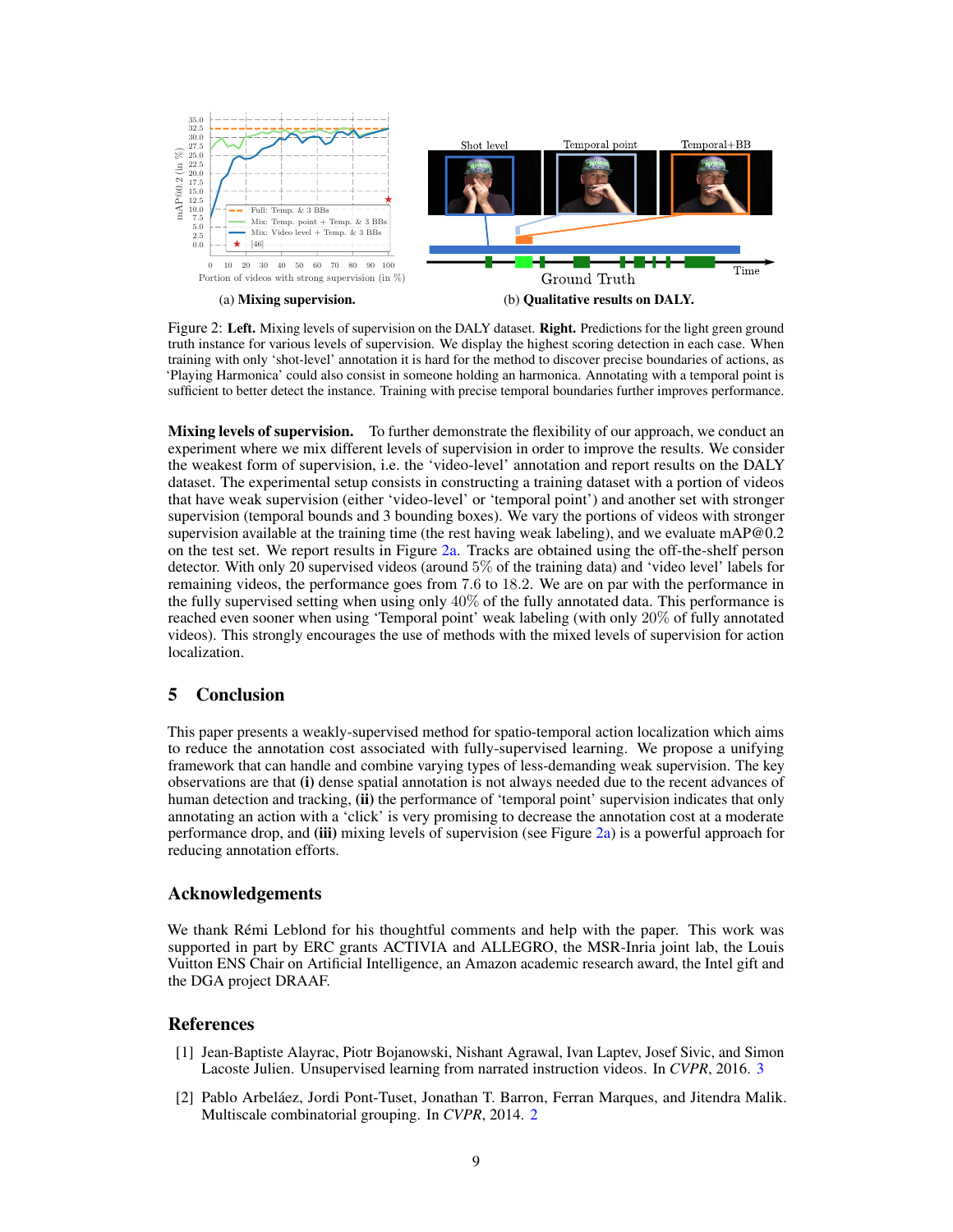(a) **Mixing supervision.**

(b) **Qualitative results on DALY.**

Figure 2: **Left.** Mixing levels of supervision on the DALY dataset. **Right.** Predictions for the light green ground truth instance for various levels of supervision. We display the highest scoring detection in each case. When training with only 'shot-level' annotation it is hard for the method to discover precise boundaries of actions, as 'Playing Harmonica' could also consist in someone holding an harmonica. Annotating with a temporal point is sufficient to better detect the instance. Training with precise temporal boundaries further improves performance.

**Mixing levels of supervision.** To further demonstrate the flexibility of our approach, we conduct an experiment where we mix different levels of supervision in order to improve the results. We consider the weakest form of supervision, i.e. the 'video-level' annotation and report results on the DALY dataset. The experimental setup consists in constructing a training dataset with a portion of videos that have weak supervision (either 'video-level' or 'temporal point') and another set with stronger supervision (temporal bounds and 3 bounding boxes). We vary the portions of videos with stronger supervision available at the training time (the rest having weak labeling), and we evaluate mAP@0.2 on the test set. We report results in Figure 2a. Tracks are obtained using the off-the-shelf person detector. With only 20 supervised videos (around $5\%$ of the training data) and 'video level' labels for remaining videos, the performance goes from 7.6 to 18.2. We are on par with the performance in the fully supervised setting when using only $40\%$ of the fully annotated data. This performance is reached even sooner when using 'Temporal point' weak labeling (with only $20\%$ of fully annotated videos). This strongly encourages the use of methods with the mixed levels of supervision for action localization.

## 5 Conclusion

This paper presents a weakly-supervised method for spatio-temporal action localization which aims to reduce the annotation cost associated with fully-supervised learning. We propose a unifying framework that can handle and combine varying types of less-demanding weak supervision. The key observations are that **(i)** dense spatial annotation is not always needed due to the recent advances of human detection and tracking, **(ii)** the performance of 'temporal point' supervision indicates that only annotating an action with a 'click' is very promising to decrease the annotation cost at a moderate performance drop, and **(iii)** mixing levels of supervision (see Figure 2a) is a powerful approach for reducing annotation efforts.

## Acknowledgements

We thank Rémi Leblond for his thoughtful comments and help with the paper. This work was supported in part by ERC grants ACTIVIA and ALLEGRO, the MSR-Inria joint lab, the Louis Vuitton ENS Chair on Artificial Intelligence, an Amazon academic research award, the Intel gift and the DGA project DRAAF.

## References

[1] Jean-Baptiste Alayrac, Piotr Bojanowski, Nishant Agrawal, Ivan Laptev, Josef Sivic, and Simon Lacoste Julien. Unsupervised learning from narrated instruction videos. In *CVPR*, 2016. 3

[2] Pablo Arbeláez, Jordi Pont-Tuset, Jonathan T. Barron, Ferran Marques, and Jitendra Malik. Multiscale combinatorial grouping. In *CVPR*, 2014. 2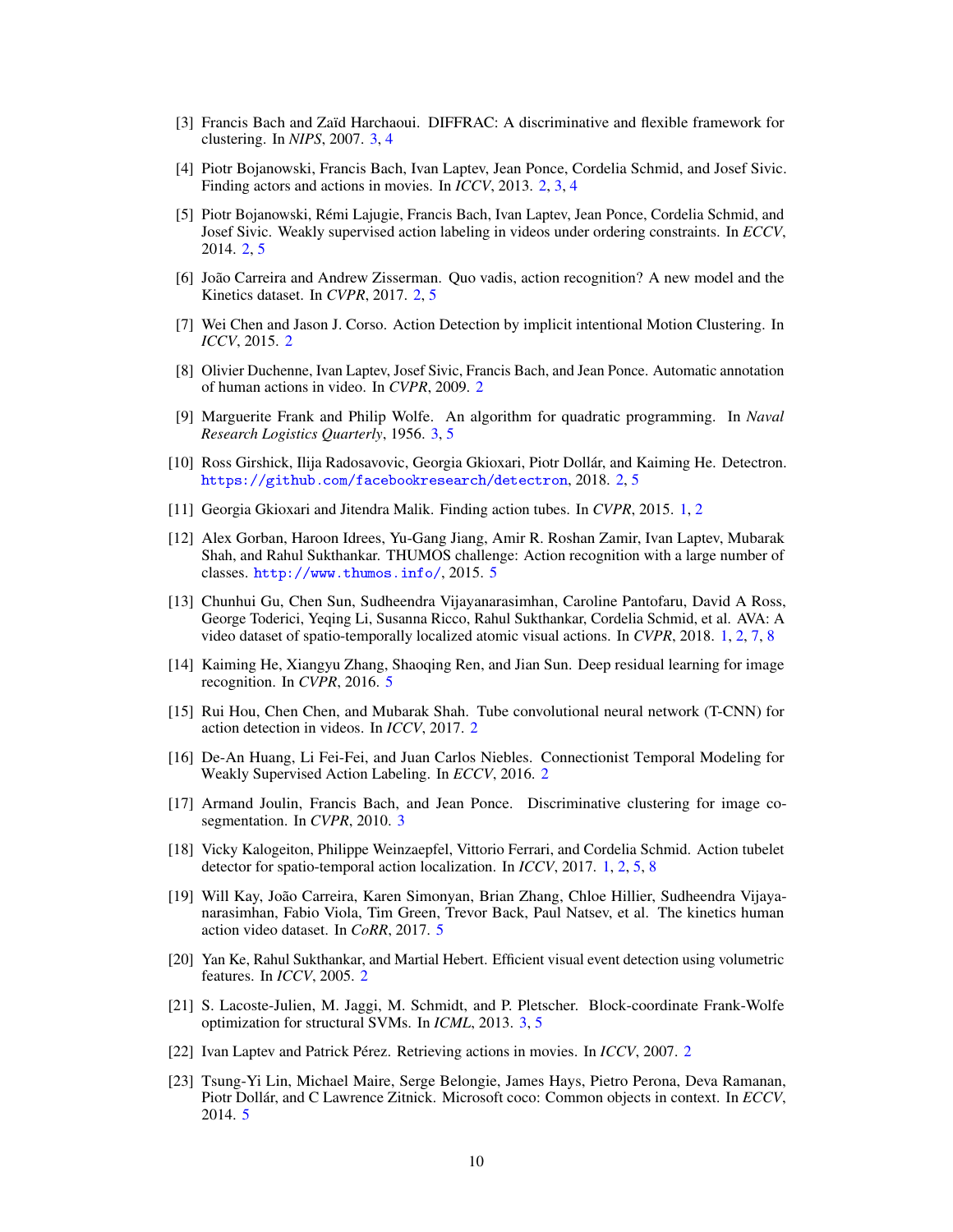[3] Francis Bach and Zaïd Harchaoui. DIFFRAC: A discriminative and flexible framework for clustering. In *NIPS*, 2007. 3, 4

[4] Piotr Bojanowski, Francis Bach, Ivan Laptev, Jean Ponce, Cordelia Schmid, and Josef Sivic. Finding actors and actions in movies. In *ICCV*, 2013. 2, 3, 4

[5] Piotr Bojanowski, Rémi Lajugie, Francis Bach, Ivan Laptev, Jean Ponce, Cordelia Schmid, and Josef Sivic. Weakly supervised action labeling in videos under ordering constraints. In *ECCV*, 2014. 2, 5

[6] João Carreira and Andrew Zisserman. Quo vadis, action recognition? A new model and the Kinetics dataset. In *CVPR*, 2017. 2, 5

[7] Wei Chen and Jason J. Corso. Action Detection by implicit intentional Motion Clustering. In *ICCV*, 2015. 2

[8] Olivier Duchenne, Ivan Laptev, Josef Sivic, Francis Bach, and Jean Ponce. Automatic annotation of human actions in video. In *CVPR*, 2009. 2

[9] Marguerite Frank and Philip Wolfe. An algorithm for quadratic programming. In *Naval Research Logistics Quarterly*, 1956. 3, 5

[10] Ross Girshick, Ilija Radosavovic, Georgia Gkioxari, Piotr Dollár, and Kaiming He. Detectron. https://github.com/facebookresearch/detectron, 2018. 2, 5

[11] Georgia Gkioxari and Jitendra Malik. Finding action tubes. In *CVPR*, 2015. 1, 2

[12] Alex Gorban, Haroon Idrees, Yu-Gang Jiang, Amir R. Roshan Zamir, Ivan Laptev, Mubarak Shah, and Rahul Sukthankar. THUMOS challenge: Action recognition with a large number of classes. http://www.thumos.info/, 2015. 5

[13] Chunhui Gu, Chen Sun, Sudheendra Vijayanarasimhan, Caroline Pantofaru, David A Ross, George Toderici, Yeqing Li, Susanna Ricco, Rahul Sukthankar, Cordelia Schmid, et al. AVA: A video dataset of spatio-temporally localized atomic visual actions. In *CVPR*, 2018. 1, 2, 7, 8

[14] Kaiming He, Xiangyu Zhang, Shaoqing Ren, and Jian Sun. Deep residual learning for image recognition. In *CVPR*, 2016. 5

[15] Rui Hou, Chen Chen, and Mubarak Shah. Tube convolutional neural network (T-CNN) for action detection in videos. In *ICCV*, 2017. 2

[16] De-An Huang, Li Fei-Fei, and Juan Carlos Niebles. Connectionist Temporal Modeling for Weakly Supervised Action Labeling. In *ECCV*, 2016. 2

[17] Armand Joulin, Francis Bach, and Jean Ponce. Discriminative clustering for image co-segmentation. In *CVPR*, 2010. 3

[18] Vicky Kalogeiton, Philippe Weinzaepfel, Vittorio Ferrari, and Cordelia Schmid. Action tubelet detector for spatio-temporal action localization. In *ICCV*, 2017. 1, 2, 5, 8

[19] Will Kay, João Carreira, Karen Simonyan, Brian Zhang, Chloe Hillier, Sudheendra Vijayanarasimhan, Fabio Viola, Tim Green, Trevor Back, Paul Natsev, et al. The kinetics human action video dataset. In *CoRR*, 2017. 5

[20] Yan Ke, Rahul Sukthankar, and Martial Hebert. Efficient visual event detection using volumetric features. In *ICCV*, 2005. 2

[21] S. Lacoste-Julien, M. Jaggi, M. Schmidt, and P. Pletscher. Block-coordinate Frank-Wolfe optimization for structural SVMs. In *ICML*, 2013. 3, 5

[22] Ivan Laptev and Patrick Pérez. Retrieving actions in movies. In *ICCV*, 2007. 2

[23] Tsung-Yi Lin, Michael Maire, Serge Belongie, James Hays, Pietro Perona, Deva Ramanan, Piotr Dollár, and C Lawrence Zitnick. Microsoft coco: Common objects in context. In *ECCV*, 2014. 5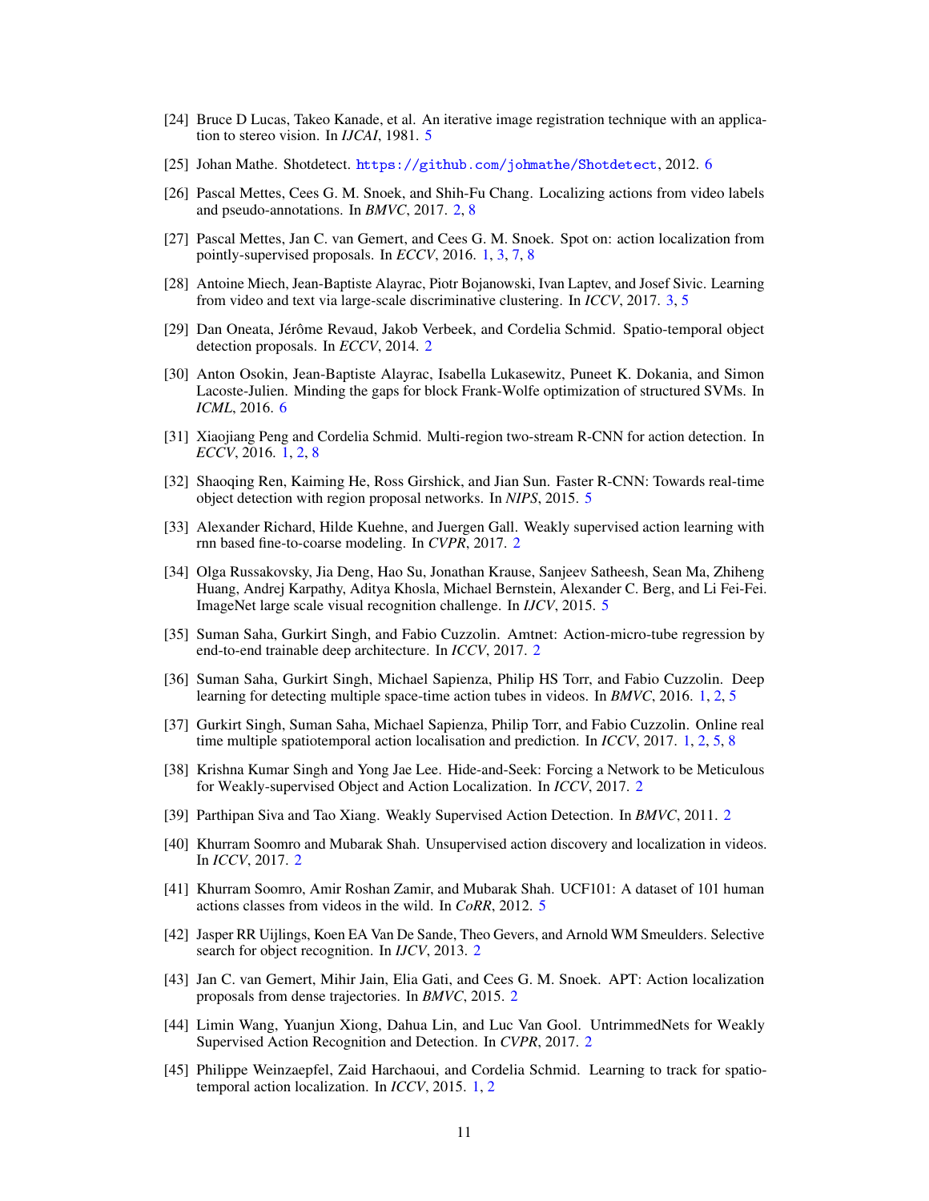[24] Bruce D Lucas, Takeo Kanade, et al. An iterative image registration technique with an application to stereo vision. In *IJCAI*, 1981. 5

[25] Johan Mathe. Shotdetect. `https://github.com/johmathe/Shotdetect`, 2012. 6

[26] Pascal Mettes, Cees G. M. Snoek, and Shih-Fu Chang. Localizing actions from video labels and pseudo-annotations. In *BMVC*, 2017. 2, 8

[27] Pascal Mettes, Jan C. van Gemert, and Cees G. M. Snoek. Spot on: action localization from pointly-supervised proposals. In *ECCV*, 2016. 1, 3, 7, 8

[28] Antoine Miech, Jean-Baptiste Alayrac, Piotr Bojanowski, Ivan Laptev, and Josef Sivic. Learning from video and text via large-scale discriminative clustering. In *ICCV*, 2017. 3, 5

[29] Dan Oneata, Jérôme Revaud, Jakob Verbeek, and Cordelia Schmid. Spatio-temporal object detection proposals. In *ECCV*, 2014. 2

[30] Anton Osokin, Jean-Baptiste Alayrac, Isabella Lukasewitz, Puneet K. Dokania, and Simon Lacoste-Julien. Minding the gaps for block Frank-Wolfe optimization of structured SVMs. In *ICML*, 2016. 6

[31] Xiaojiang Peng and Cordelia Schmid. Multi-region two-stream R-CNN for action detection. In *ECCV*, 2016. 1, 2, 8

[32] Shaoqing Ren, Kaiming He, Ross Girshick, and Jian Sun. Faster R-CNN: Towards real-time object detection with region proposal networks. In *NIPS*, 2015. 5

[33] Alexander Richard, Hilde Kuehne, and Juergen Gall. Weakly supervised action learning with rnn based fine-to-coarse modeling. In *CVPR*, 2017. 2

[34] Olga Russakovsky, Jia Deng, Hao Su, Jonathan Krause, Sanjeev Satheesh, Sean Ma, Zhiheng Huang, Andrej Karpathy, Aditya Khosla, Michael Bernstein, Alexander C. Berg, and Li Fei-Fei. ImageNet large scale visual recognition challenge. In *IJCV*, 2015. 5

[35] Suman Saha, Gurkirt Singh, and Fabio Cuzzolin. Amtnet: Action-micro-tube regression by end-to-end trainable deep architecture. In *ICCV*, 2017. 2

[36] Suman Saha, Gurkirt Singh, Michael Sapienza, Philip HS Torr, and Fabio Cuzzolin. Deep learning for detecting multiple space-time action tubes in videos. In *BMVC*, 2016. 1, 2, 5

[37] Gurkirt Singh, Suman Saha, Michael Sapienza, Philip Torr, and Fabio Cuzzolin. Online real time multiple spatiotemporal action localisation and prediction. In *ICCV*, 2017. 1, 2, 5, 8

[38] Krishna Kumar Singh and Yong Jae Lee. Hide-and-Seek: Forcing a Network to be Meticulous for Weakly-supervised Object and Action Localization. In *ICCV*, 2017. 2

[39] Parthipan Siva and Tao Xiang. Weakly Supervised Action Detection. In *BMVC*, 2011. 2

[40] Khurram Soomro and Mubarak Shah. Unsupervised action discovery and localization in videos. In *ICCV*, 2017. 2

[41] Khurram Soomro, Amir Roshan Zamir, and Mubarak Shah. UCF101: A dataset of 101 human actions classes from videos in the wild. In *CoRR*, 2012. 5

[42] Jasper RR Uijlings, Koen EA Van De Sande, Theo Gevers, and Arnold WM Smeulders. Selective search for object recognition. In *IJCV*, 2013. 2

[43] Jan C. van Gemert, Mihir Jain, Elia Gati, and Cees G. M. Snoek. APT: Action localization proposals from dense trajectories. In *BMVC*, 2015. 2

[44] Limin Wang, Yuanjun Xiong, Dahua Lin, and Luc Van Gool. UntrimmedNets for Weakly Supervised Action Recognition and Detection. In *CVPR*, 2017. 2

[45] Philippe Weinzaepfel, Zaid Harchaoui, and Cordelia Schmid. Learning to track for spatio-temporal action localization. In *ICCV*, 2015. 1, 2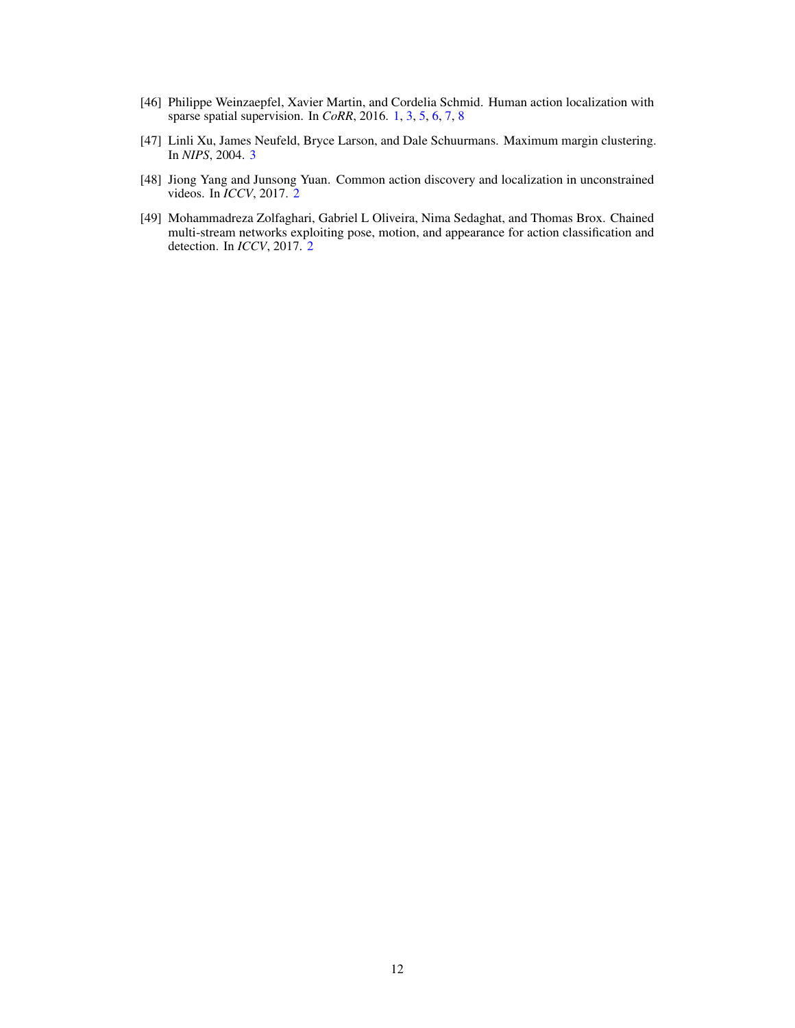[46] Philippe Weinzaepfel, Xavier Martin, and Cordelia Schmid. Human action localization with sparse spatial supervision. In *CoRR*, 2016. 1, 3, 5, 6, 7, 8

[47] Linli Xu, James Neufeld, Bryce Larson, and Dale Schuurmans. Maximum margin clustering. In *NIPS*, 2004. 3

[48] Jiong Yang and Junsong Yuan. Common action discovery and localization in unconstrained videos. In *ICCV*, 2017. 2

[49] Mohammadreza Zolfaghari, Gabriel L Oliveira, Nima Sedaghat, and Thomas Brox. Chained multi-stream networks exploiting pose, motion, and appearance for action classification and detection. In *ICCV*, 2017. 2